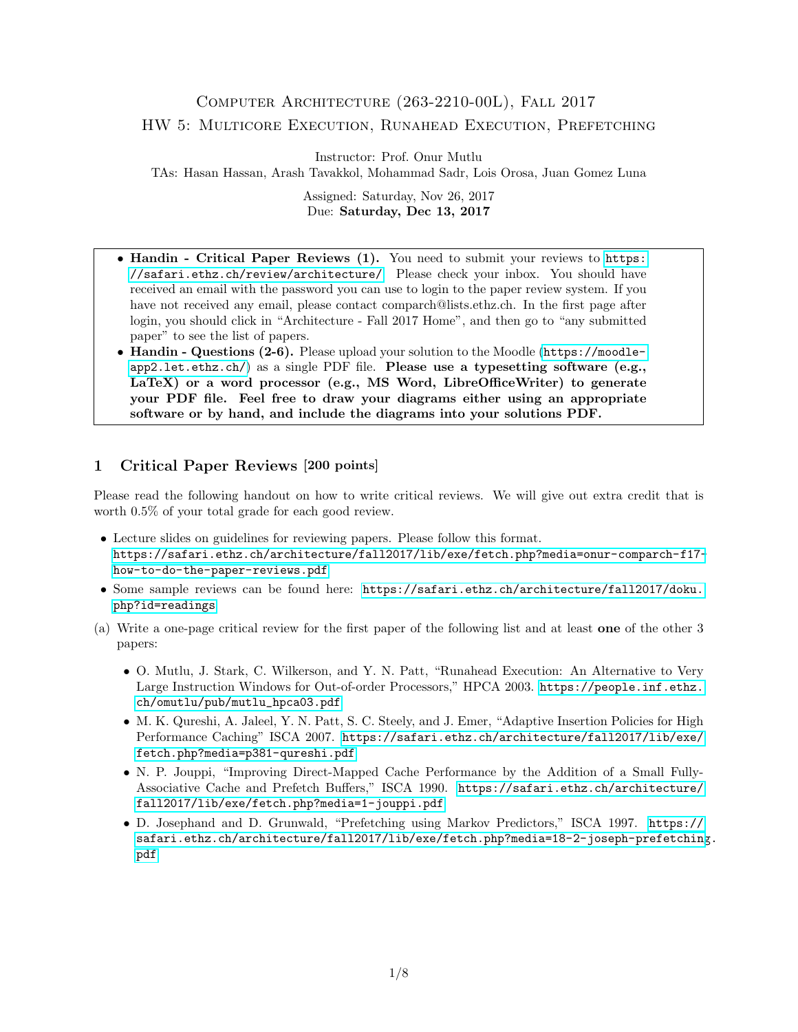# Computer Architecture (263-2210-00L), Fall 2017

## HW 5: Multicore Execution, Runahead Execution, Prefetching

Instructor: Prof. Onur Mutlu

TAs: Hasan Hassan, Arash Tavakkol, Mohammad Sadr, Lois Orosa, Juan Gomez Luna

Assigned: Saturday, Nov 26, 2017

Due: **Saturday, Dec 13, 2017**

- **Handin - Critical Paper Reviews (1).** You need to submit your reviews to https://safari.ethz.ch/review/architecture/. Please check your inbox. You should have received an email with the password you can use to login to the paper review system. If you have not received any email, please contact comparch@lists.ethz.ch. In the first page after login, you should click in "Architecture - Fall 2017 Home", and then go to "any submitted paper" to see the list of papers.
- **Handin - Questions (2-6).** Please upload your solution to the Moodle (https://moodle-app2.let.ethz.ch/) as a single PDF file. **Please use a typesetting software (e.g., LaTeX) or a word processor (e.g., MS Word, LibreOfficeWriter) to generate your PDF file. Feel free to draw your diagrams either using an appropriate software or by hand, and include the diagrams into your solutions PDF.**

## 1 Critical Paper Reviews [200 points]

Please read the following handout on how to write critical reviews. We will give out extra credit that is worth 0.5% of your total grade for each good review.

- Lecture slides on guidelines for reviewing papers. Please follow this format.
  https://safari.ethz.ch/architecture/fall2017/lib/exe/fetch.php?media=onur-comparch-f17-how-to-do-the-paper-reviews.pdf
- Some sample reviews can be found here: https://safari.ethz.ch/architecture/fall2017/doku.php?id=readings

(a) Write a one-page critical review for the first paper of the following list and at least **one** of the other 3 papers:

- O. Mutlu, J. Stark, C. Wilkerson, and Y. N. Patt, "Runahead Execution: An Alternative to Very Large Instruction Windows for Out-of-order Processors," HPCA 2003. https://people.inf.ethz.ch/omutlu/pub/mutlu_hpca03.pdf
- M. K. Qureshi, A. Jaleel, Y. N. Patt, S. C. Steely, and J. Emer, "Adaptive Insertion Policies for High Performance Caching" ISCA 2007. https://safari.ethz.ch/architecture/fall2017/lib/exe/fetch.php?media=p381-qureshi.pdf
- N. P. Jouppi, "Improving Direct-Mapped Cache Performance by the Addition of a Small Fully-Associative Cache and Prefetch Buffers," ISCA 1990. https://safari.ethz.ch/architecture/fall2017/lib/exe/fetch.php?media=1-jouppi.pdf
- D. Josephand and D. Grunwald, "Prefetching using Markov Predictors," ISCA 1997. https://safari.ethz.ch/architecture/fall2017/lib/exe/fetch.php?media=18-2-joseph-prefetching.pdf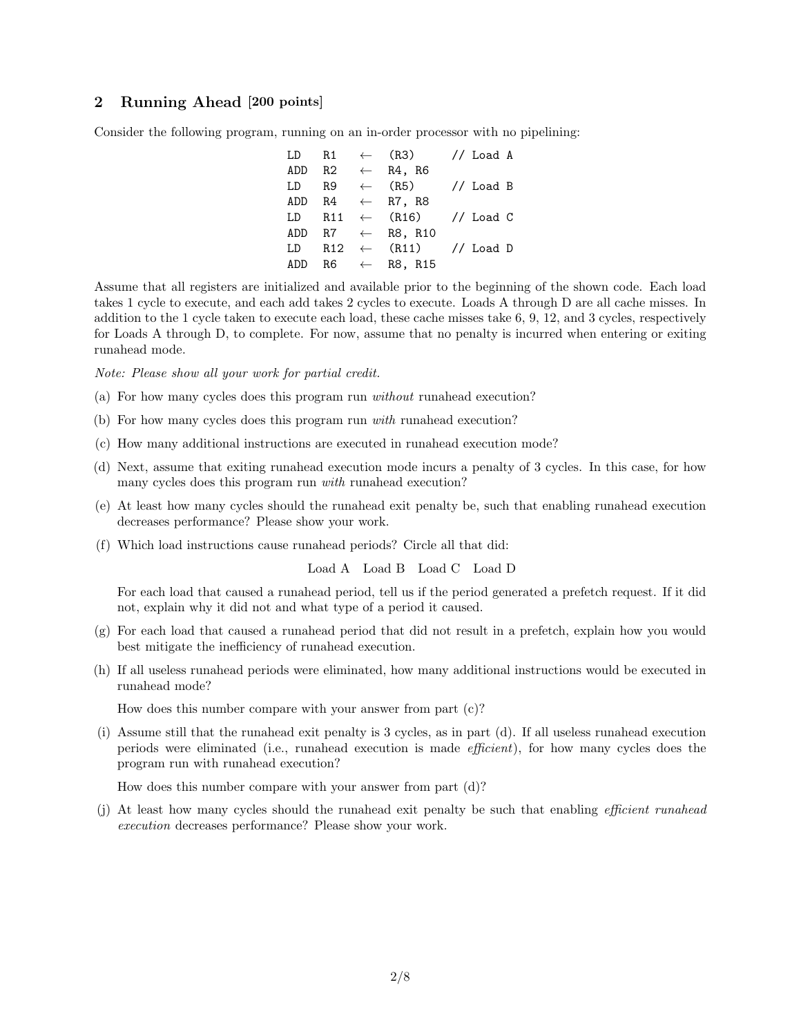## 2 Running Ahead [200 points]

Consider the following program, running on an in-order processor with no pipelining:

```
LD   R1   ←  (R3)      // Load A
ADD  R2   ←  R4, R6
LD   R9   ←  (R5)      // Load B
ADD  R4   ←  R7, R8
LD   R11  ←  (R16)     // Load C
ADD  R7   ←  R8, R10
LD   R12  ←  (R11)     // Load D
ADD  R6   ←  R8, R15
```

Assume that all registers are initialized and available prior to the beginning of the shown code. Each load takes 1 cycle to execute, and each add takes 2 cycles to execute. Loads A through D are all cache misses. In addition to the 1 cycle taken to execute each load, these cache misses take 6, 9, 12, and 3 cycles, respectively for Loads A through D, to complete. For now, assume that no penalty is incurred when entering or exiting runahead mode.

*Note: Please show all your work for partial credit.*

(a) For how many cycles does this program run *without* runahead execution?

(b) For how many cycles does this program run *with* runahead execution?

(c) How many additional instructions are executed in runahead execution mode?

(d) Next, assume that exiting runahead execution mode incurs a penalty of 3 cycles. In this case, for how many cycles does this program run *with* runahead execution?

(e) At least how many cycles should the runahead exit penalty be, such that enabling runahead execution decreases performance? Please show your work.

(f) Which load instructions cause runahead periods? Circle all that did:

Load A  Load B  Load C  Load D

For each load that caused a runahead period, tell us if the period generated a prefetch request. If it did not, explain why it did not and what type of a period it caused.

(g) For each load that caused a runahead period that did not result in a prefetch, explain how you would best mitigate the inefficiency of runahead execution.

(h) If all useless runahead periods were eliminated, how many additional instructions would be executed in runahead mode?

How does this number compare with your answer from part (c)?

(i) Assume still that the runahead exit penalty is 3 cycles, as in part (d). If all useless runahead execution periods were eliminated (i.e., runahead execution is made *efficient*), for how many cycles does the program run with runahead execution?

How does this number compare with your answer from part (d)?

(j) At least how many cycles should the runahead exit penalty be such that enabling *efficient runahead execution* decreases performance? Please show your work.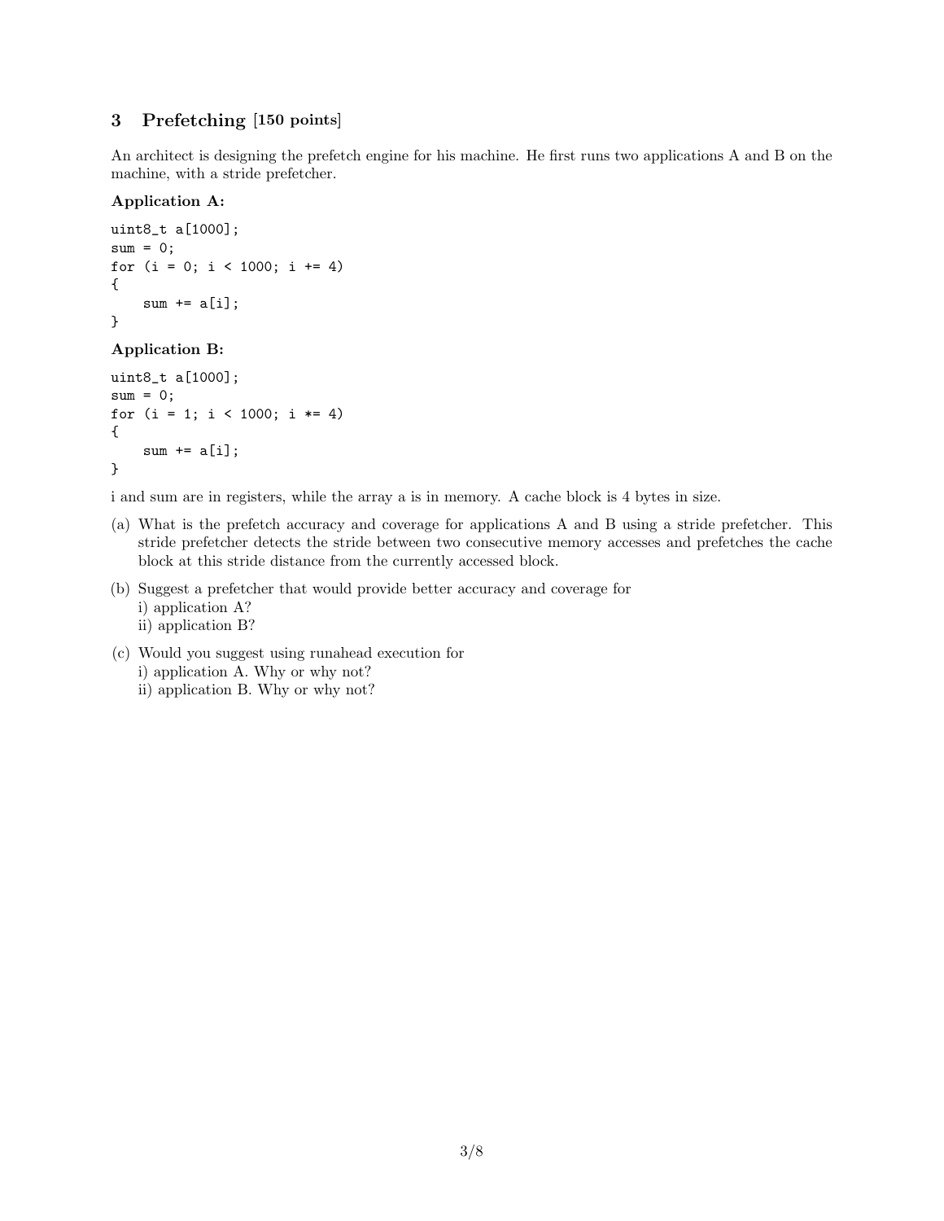## 3 Prefetching [150 points]

An architect is designing the prefetch engine for his machine. He first runs two applications A and B on the machine, with a stride prefetcher.

**Application A:**

```
uint8_t a[1000];
sum = 0;
for (i = 0; i < 1000; i += 4)
{
    sum += a[i];
}
```

**Application B:**

```
uint8_t a[1000];
sum = 0;
for (i = 1; i < 1000; i *= 4)
{
    sum += a[i];
}
```

i and sum are in registers, while the array a is in memory. A cache block is 4 bytes in size.

(a) What is the prefetch accuracy and coverage for applications A and B using a stride prefetcher. This stride prefetcher detects the stride between two consecutive memory accesses and prefetches the cache block at this stride distance from the currently accessed block.

(b) Suggest a prefetcher that would provide better accuracy and coverage for
   i) application A?
   ii) application B?

(c) Would you suggest using runahead execution for
   i) application A. Why or why not?
   ii) application B. Why or why not?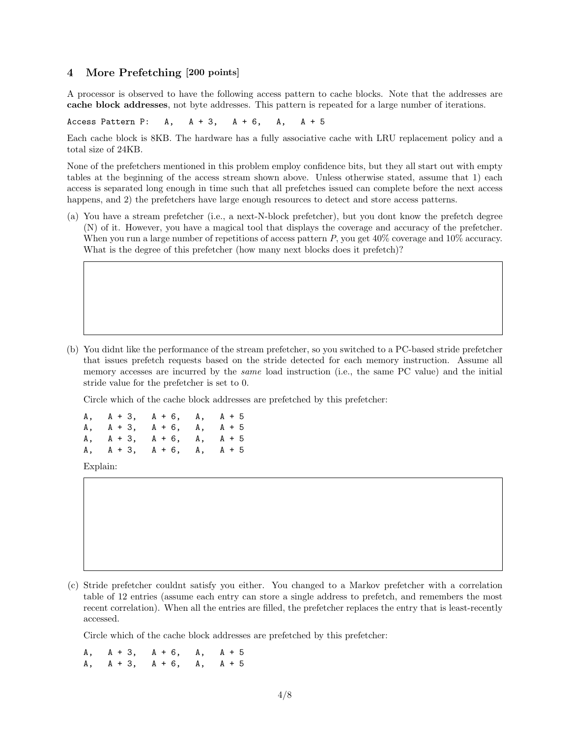## 4 More Prefetching [200 points]

A processor is observed to have the following access pattern to cache blocks. Note that the addresses are **cache block addresses**, not byte addresses. This pattern is repeated for a large number of iterations.

```
Access Pattern P:   A,   A + 3,   A + 6,   A,   A + 5
```

Each cache block is 8KB. The hardware has a fully associative cache with LRU replacement policy and a total size of 24KB.

None of the prefetchers mentioned in this problem employ confidence bits, but they all start out with empty tables at the beginning of the access stream shown above. Unless otherwise stated, assume that 1) each access is separated long enough in time such that all prefetches issued can complete before the next access happens, and 2) the prefetchers have large enough resources to detect and store access patterns.

(a) You have a stream prefetcher (i.e., a next-N-block prefetcher), but you dont know the prefetch degree (N) of it. However, you have a magical tool that displays the coverage and accuracy of the prefetcher. When you run a large number of repetitions of access pattern *P*, you get 40% coverage and 10% accuracy. What is the degree of this prefetcher (how many next blocks does it prefetch)?

(b) You didnt like the performance of the stream prefetcher, so you switched to a PC-based stride prefetcher that issues prefetch requests based on the stride detected for each memory instruction. Assume all memory accesses are incurred by the *same* load instruction (i.e., the same PC value) and the initial stride value for the prefetcher is set to 0.

Circle which of the cache block addresses are prefetched by this prefetcher:

```
A,   A + 3,   A + 6,   A,   A + 5
A,   A + 3,   A + 6,   A,   A + 5
A,   A + 3,   A + 6,   A,   A + 5
A,   A + 3,   A + 6,   A,   A + 5
```

Explain:

(c) Stride prefetcher couldnt satisfy you either. You changed to a Markov prefetcher with a correlation table of 12 entries (assume each entry can store a single address to prefetch, and remembers the most recent correlation). When all the entries are filled, the prefetcher replaces the entry that is least-recently accessed.

Circle which of the cache block addresses are prefetched by this prefetcher:

```
A,   A + 3,   A + 6,   A,   A + 5
A,   A + 3,   A + 6,   A,   A + 5
```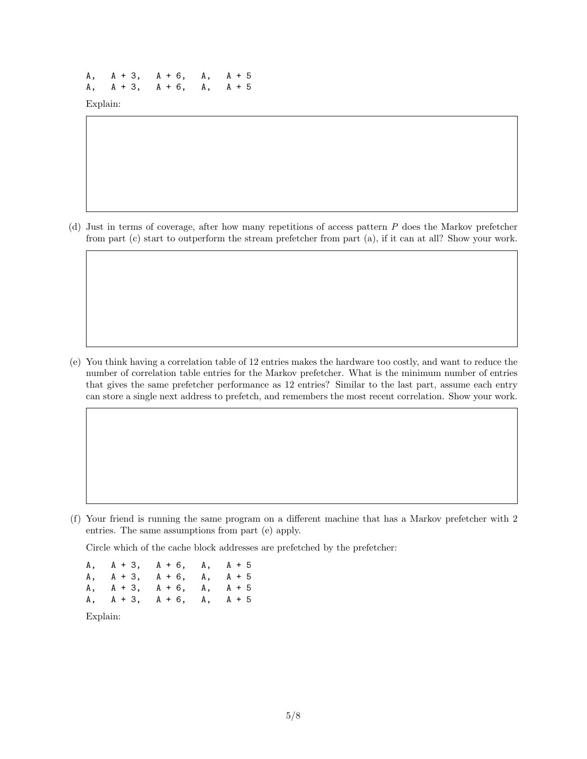```
A,   A + 3,   A + 6,   A,   A + 5
A,   A + 3,   A + 6,   A,   A + 5
```

Explain:

(d) Just in terms of coverage, after how many repetitions of access pattern $P$ does the Markov prefetcher from part (c) start to outperform the stream prefetcher from part (a), if it can at all? Show your work.

(e) You think having a correlation table of 12 entries makes the hardware too costly, and want to reduce the number of correlation table entries for the Markov prefetcher. What is the minimum number of entries that gives the same prefetcher performance as 12 entries? Similar to the last part, assume each entry can store a single next address to prefetch, and remembers the most recent correlation. Show your work.

(f) Your friend is running the same program on a different machine that has a Markov prefetcher with 2 entries. The same assumptions from part (e) apply.

Circle which of the cache block addresses are prefetched by the prefetcher:

```
A,   A + 3,   A + 6,   A,   A + 5
A,   A + 3,   A + 6,   A,   A + 5
A,   A + 3,   A + 6,   A,   A + 5
A,   A + 3,   A + 6,   A,   A + 5
```

Explain: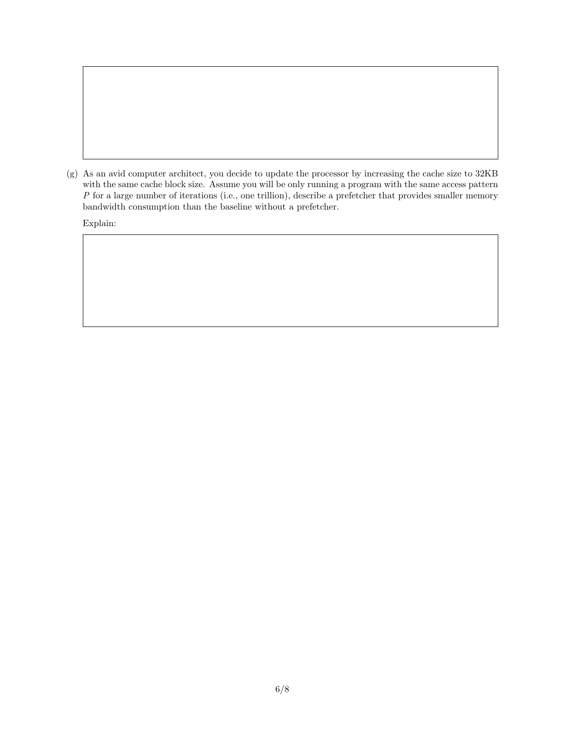(g) As an avid computer architect, you decide to update the processor by increasing the cache size to 32KB with the same cache block size. Assume you will be only running a program with the same access pattern $P$ for a large number of iterations (i.e., one trillion), describe a prefetcher that provides smaller memory bandwidth consumption than the baseline without a prefetcher.

Explain: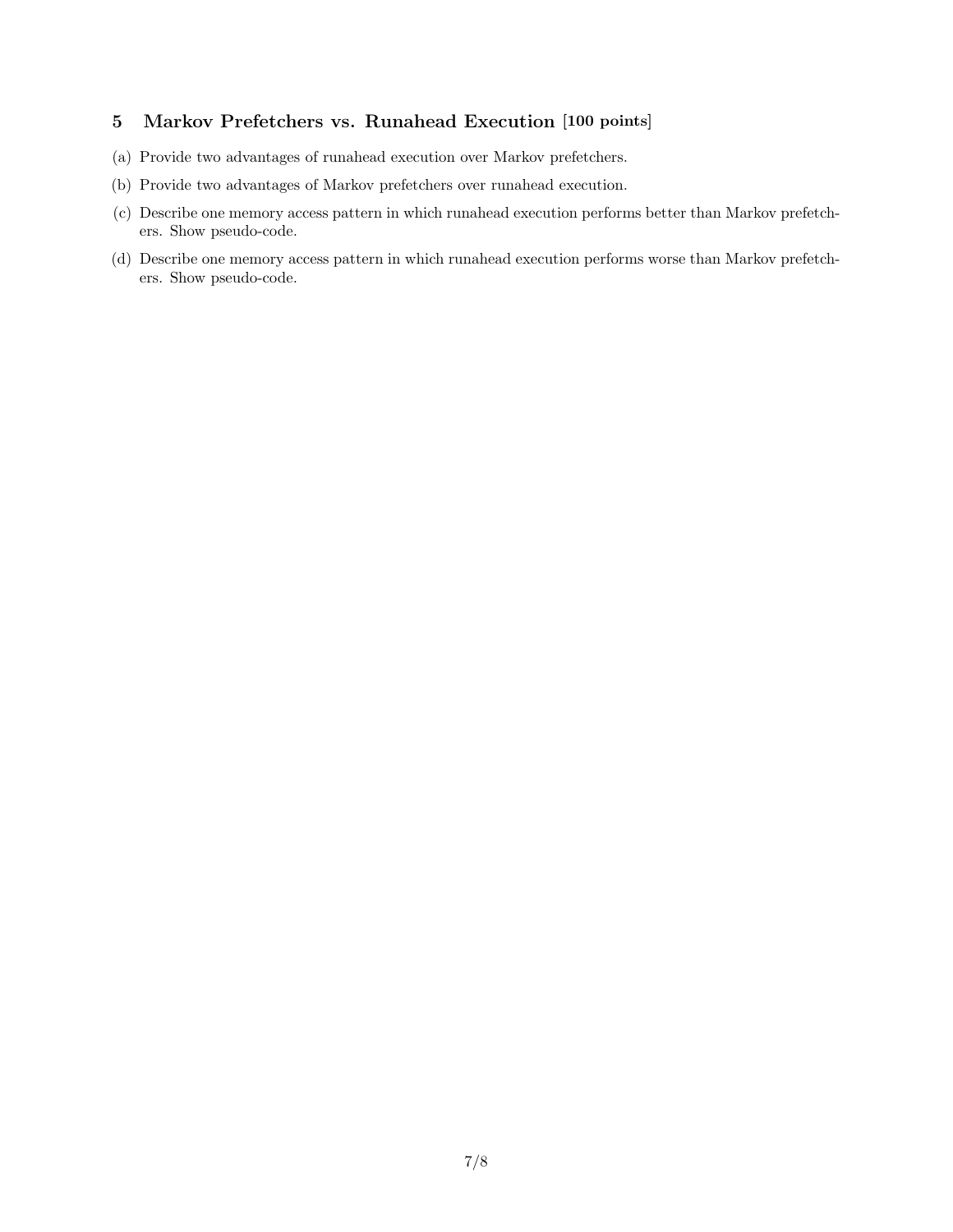## 5 Markov Prefetchers vs. Runahead Execution [100 points]

(a) Provide two advantages of runahead execution over Markov prefetchers.

(b) Provide two advantages of Markov prefetchers over runahead execution.

(c) Describe one memory access pattern in which runahead execution performs better than Markov prefetchers. Show pseudo-code.

(d) Describe one memory access pattern in which runahead execution performs worse than Markov prefetchers. Show pseudo-code.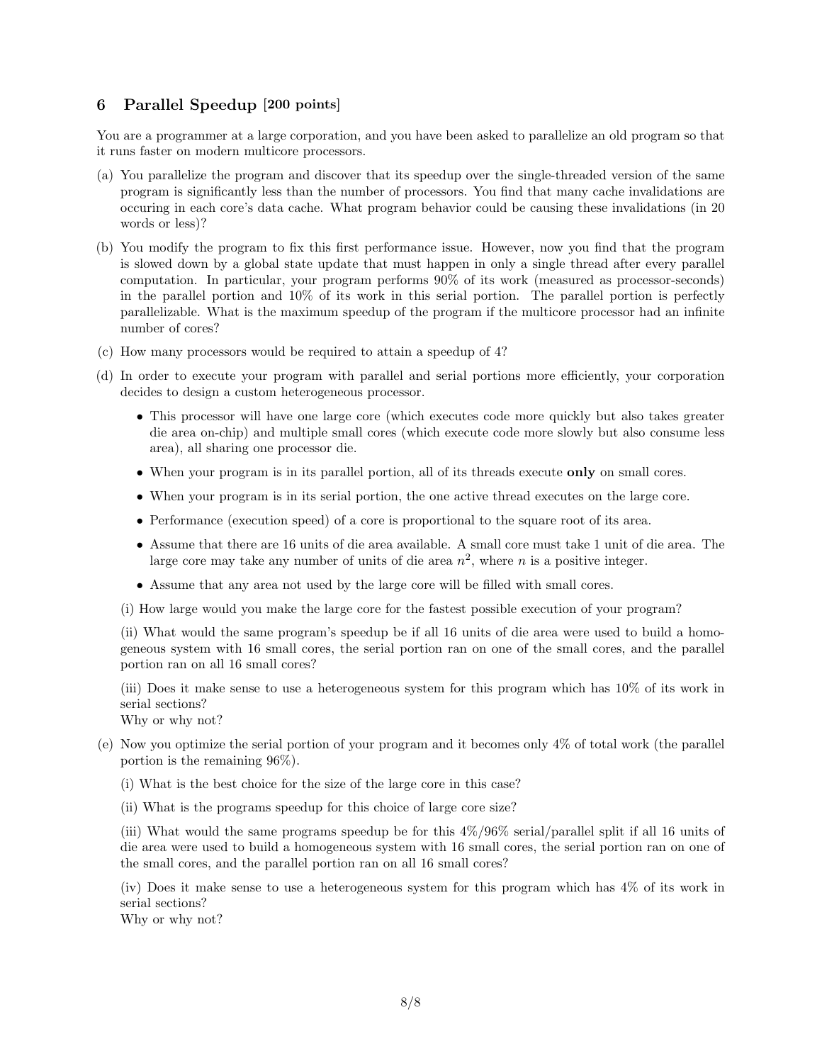## 6 Parallel Speedup [200 points]

You are a programmer at a large corporation, and you have been asked to parallelize an old program so that it runs faster on modern multicore processors.

(a) You parallelize the program and discover that its speedup over the single-threaded version of the same program is significantly less than the number of processors. You find that many cache invalidations are occuring in each core's data cache. What program behavior could be causing these invalidations (in 20 words or less)?

(b) You modify the program to fix this first performance issue. However, now you find that the program is slowed down by a global state update that must happen in only a single thread after every parallel computation. In particular, your program performs 90% of its work (measured as processor-seconds) in the parallel portion and 10% of its work in this serial portion. The parallel portion is perfectly parallelizable. What is the maximum speedup of the program if the multicore processor had an infinite number of cores?

(c) How many processors would be required to attain a speedup of 4?

(d) In order to execute your program with parallel and serial portions more efficiently, your corporation decides to design a custom heterogeneous processor.

- This processor will have one large core (which executes code more quickly but also takes greater die area on-chip) and multiple small cores (which execute code more slowly but also consume less area), all sharing one processor die.
- When your program is in its parallel portion, all of its threads execute **only** on small cores.
- When your program is in its serial portion, the one active thread executes on the large core.
- Performance (execution speed) of a core is proportional to the square root of its area.
- Assume that there are 16 units of die area available. A small core must take 1 unit of die area. The large core may take any number of units of die area $n^2$, where $n$ is a positive integer.
- Assume that any area not used by the large core will be filled with small cores.

(i) How large would you make the large core for the fastest possible execution of your program?

(ii) What would the same program's speedup be if all 16 units of die area were used to build a homogeneous system with 16 small cores, the serial portion ran on one of the small cores, and the parallel portion ran on all 16 small cores?

(iii) Does it make sense to use a heterogeneous system for this program which has 10% of its work in serial sections?
Why or why not?

(e) Now you optimize the serial portion of your program and it becomes only 4% of total work (the parallel portion is the remaining 96%).

(i) What is the best choice for the size of the large core in this case?

(ii) What is the programs speedup for this choice of large core size?

(iii) What would the same programs speedup be for this 4%/96% serial/parallel split if all 16 units of die area were used to build a homogeneous system with 16 small cores, the serial portion ran on one of the small cores, and the parallel portion ran on all 16 small cores?

(iv) Does it make sense to use a heterogeneous system for this program which has 4% of its work in serial sections?
Why or why not?